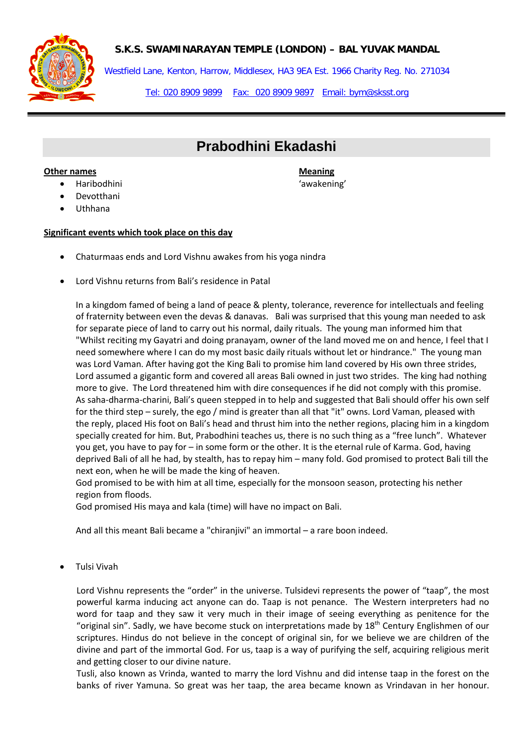**S.K.S. SWAMINARAYAN TEMPLE (LONDON) – BAL YUVAK MANDAL**

Westfield Lane, Kenton, Harrow, Middlesex, HA3 9EA Est. 1966 Charity Reg. No. 271034

Tel: 020 8909 9899 Fax: 020 8909 9897 Email: bym@sksst.org

# Prabodhini Ekadashi

**Other names**

- Haribodhini
- Devotthani
- Uthhana

**Meaning**

'awakening'

**Significant events which took place on this day**

- Chaturmaas ends and Lord Vishnu awakes from his yoga nindra

- Lord Vishnu returns from Bali's residence in Patal

  In a kingdom famed of being a land of peace & plenty, tolerance, reverence for intellectuals and feeling of fraternity between even the devas & danavas. Bali was surprised that this young man needed to ask for separate piece of land to carry out his normal, daily rituals. The young man informed him that "Whilst reciting my Gayatri and doing pranayam, owner of the land moved me on and hence, I feel that I need somewhere where I can do my most basic daily rituals without let or hindrance." The young man was Lord Vaman. After having got the King Bali to promise him land covered by His own three strides, Lord assumed a gigantic form and covered all areas Bali owned in just two strides. The king had nothing more to give. The Lord threatened him with dire consequences if he did not comply with this promise. As saha-dharma-charini, Bali's queen stepped in to help and suggested that Bali should offer his own self for the third step – surely, the ego / mind is greater than all that "it" owns. Lord Vaman, pleased with the reply, placed His foot on Bali's head and thrust him into the nether regions, placing him in a kingdom specially created for him. But, Prabodhini teaches us, there is no such thing as a "free lunch". Whatever you get, you have to pay for – in some form or the other. It is the eternal rule of Karma. God, having deprived Bali of all he had, by stealth, has to repay him – many fold. God promised to protect Bali till the next eon, when he will be made the king of heaven.
  God promised to be with him at all time, especially for the monsoon season, protecting his nether region from floods.
  God promised His maya and kala (time) will have no impact on Bali.

  And all this meant Bali became a "chiranjivi" an immortal – a rare boon indeed.

- Tulsi Vivah

  Lord Vishnu represents the "order" in the universe. Tulsidevi represents the power of "taap", the most powerful karma inducing act anyone can do. Taap is not penance. The Western interpreters had no word for taap and they saw it very much in their image of seeing everything as penitence for the "original sin". Sadly, we have become stuck on interpretations made by 18th Century Englishmen of our scriptures. Hindus do not believe in the concept of original sin, for we believe we are children of the divine and part of the immortal God. For us, taap is a way of purifying the self, acquiring religious merit and getting closer to our divine nature.
  Tusli, also known as Vrinda, wanted to marry the lord Vishnu and did intense taap in the forest on the banks of river Yamuna. So great was her taap, the area became known as Vrindavan in her honour.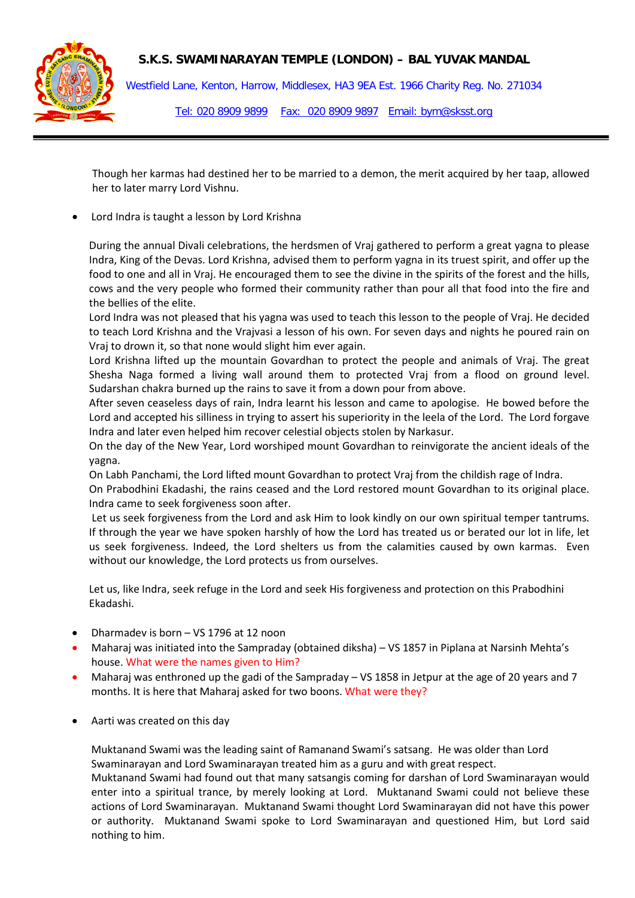Though her karmas had destined her to be married to a demon, the merit acquired by her taap, allowed her to later marry Lord Vishnu.

- Lord Indra is taught a lesson by Lord Krishna

During the annual Divali celebrations, the herdsmen of Vraj gathered to perform a great yagna to please Indra, King of the Devas. Lord Krishna, advised them to perform yagna in its truest spirit, and offer up the food to one and all in Vraj. He encouraged them to see the divine in the spirits of the forest and the hills, cows and the very people who formed their community rather than pour all that food into the fire and the bellies of the elite.
Lord Indra was not pleased that his yagna was used to teach this lesson to the people of Vraj. He decided to teach Lord Krishna and the Vrajvasi a lesson of his own. For seven days and nights he poured rain on Vraj to drown it, so that none would slight him ever again.
Lord Krishna lifted up the mountain Govardhan to protect the people and animals of Vraj. The great Shesha Naga formed a living wall around them to protected Vraj from a flood on ground level. Sudarshan chakra burned up the rains to save it from a down pour from above.
After seven ceaseless days of rain, Indra learnt his lesson and came to apologise. He bowed before the Lord and accepted his silliness in trying to assert his superiority in the leela of the Lord. The Lord forgave Indra and later even helped him recover celestial objects stolen by Narkasur.
On the day of the New Year, Lord worshiped mount Govardhan to reinvigorate the ancient ideals of the yagna.
On Labh Panchami, the Lord lifted mount Govardhan to protect Vraj from the childish rage of Indra.
On Prabodhini Ekadashi, the rains ceased and the Lord restored mount Govardhan to its original place. Indra came to seek forgiveness soon after.
Let us seek forgiveness from the Lord and ask Him to look kindly on our own spiritual temper tantrums. If through the year we have spoken harshly of how the Lord has treated us or berated our lot in life, let us seek forgiveness. Indeed, the Lord shelters us from the calamities caused by own karmas. Even without our knowledge, the Lord protects us from ourselves.

Let us, like Indra, seek refuge in the Lord and seek His forgiveness and protection on this Prabodhini Ekadashi.

- Dharmadev is born – VS 1796 at 12 noon
- Maharaj was initiated into the Sampraday (obtained diksha) – VS 1857 in Piplana at Narsinh Mehta's house. What were the names given to Him?
- Maharaj was enthroned up the gadi of the Sampraday – VS 1858 in Jetpur at the age of 20 years and 7 months. It is here that Maharaj asked for two boons. What were they?

- Aarti was created on this day

Muktanand Swami was the leading saint of Ramanand Swami's satsang. He was older than Lord Swaminarayan and Lord Swaminarayan treated him as a guru and with great respect.
Muktanand Swami had found out that many satsangis coming for darshan of Lord Swaminarayan would enter into a spiritual trance, by merely looking at Lord. Muktanand Swami could not believe these actions of Lord Swaminarayan. Muktanand Swami thought Lord Swaminarayan did not have this power or authority. Muktanand Swami spoke to Lord Swaminarayan and questioned Him, but Lord said nothing to him.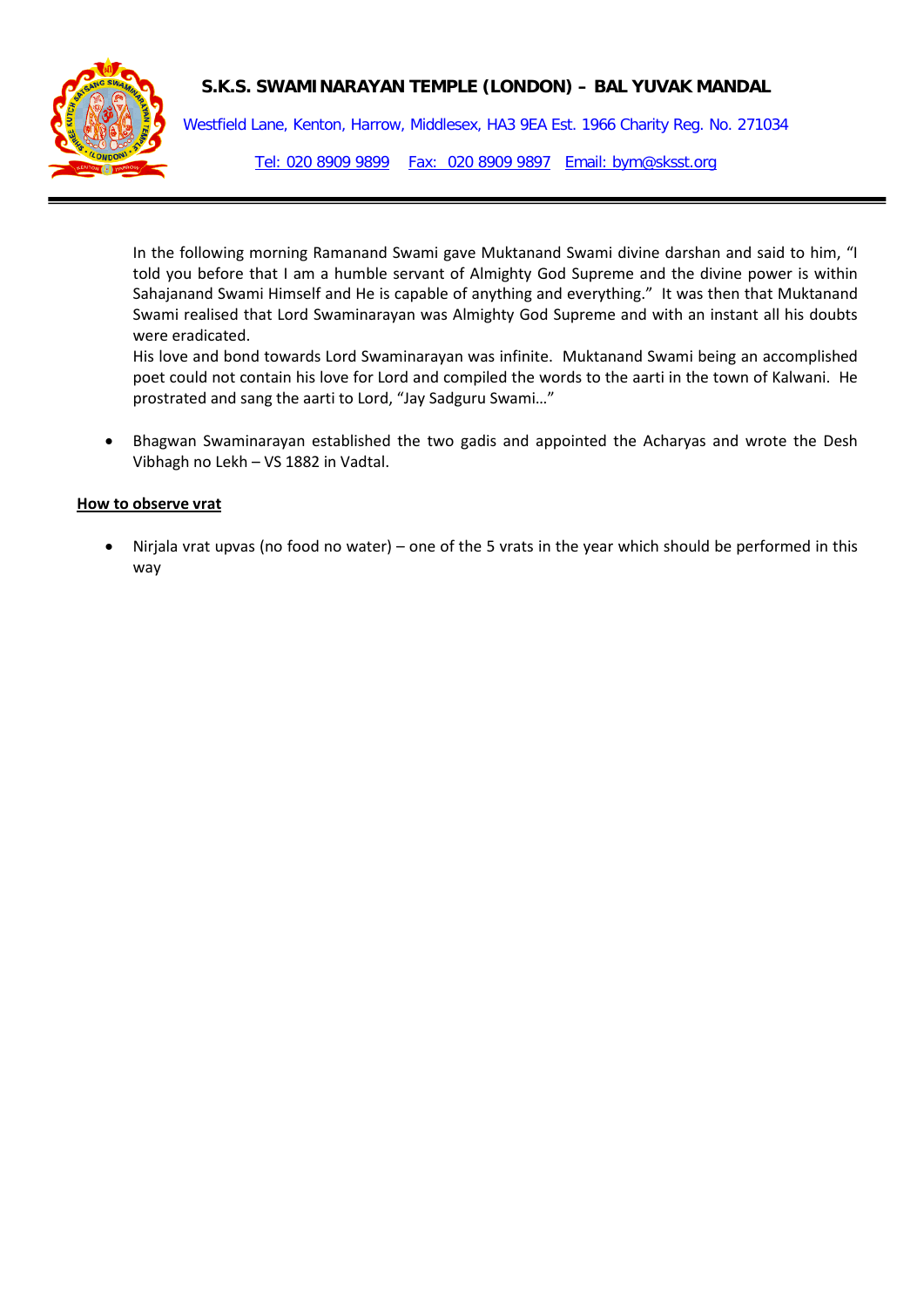In the following morning Ramanand Swami gave Muktanand Swami divine darshan and said to him, "I told you before that I am a humble servant of Almighty God Supreme and the divine power is within Sahajanand Swami Himself and He is capable of anything and everything." It was then that Muktanand Swami realised that Lord Swaminarayan was Almighty God Supreme and with an instant all his doubts were eradicated.

His love and bond towards Lord Swaminarayan was infinite. Muktanand Swami being an accomplished poet could not contain his love for Lord and compiled the words to the aarti in the town of Kalwani. He prostrated and sang the aarti to Lord, "Jay Sadguru Swami…"

- Bhagwan Swaminarayan established the two gadis and appointed the Acharyas and wrote the Desh Vibhagh no Lekh – VS 1882 in Vadtal.

**How to observe vrat**

- Nirjala vrat upvas (no food no water) – one of the 5 vrats in the year which should be performed in this way